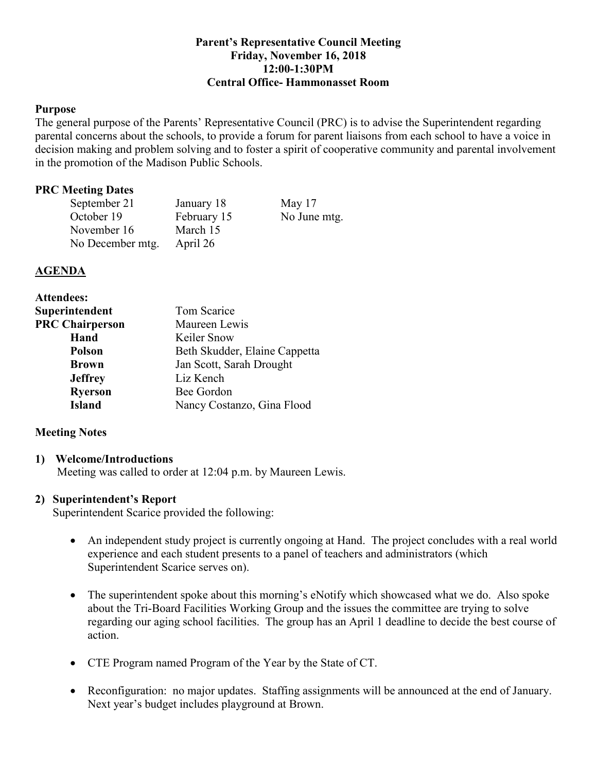**Parent's Representative Council Meeting**
**Friday, November 16, 2018**
**12:00-1:30PM**
**Central Office- Hammonasset Room**

**Purpose**

The general purpose of the Parents' Representative Council (PRC) is to advise the Superintendent regarding parental concerns about the schools, to provide a forum for parent liaisons from each school to have a voice in decision making and problem solving and to foster a spirit of cooperative community and parental involvement in the promotion of the Madison Public Schools.

**PRC Meeting Dates**

| | | |
|---|---|---|
| September 21 | January 18 | May 17 |
| October 19 | February 15 | No June mtg. |
| November 16 | March 15 | |
| No December mtg. | April 26 | |

**AGENDA**

**Attendees:**

| | |
|---|---|
| **Superintendent** | Tom Scarice |
| **PRC Chairperson** | Maureen Lewis |
| **Hand** | Keiler Snow |
| **Polson** | Beth Skudder, Elaine Cappetta |
| **Brown** | Jan Scott, Sarah Drought |
| **Jeffrey** | Liz Kench |
| **Ryerson** | Bee Gordon |
| **Island** | Nancy Costanzo, Gina Flood |

**Meeting Notes**

1) **Welcome/Introductions**
Meeting was called to order at 12:04 p.m. by Maureen Lewis.

2) **Superintendent's Report**
Superintendent Scarice provided the following:

- An independent study project is currently ongoing at Hand. The project concludes with a real world experience and each student presents to a panel of teachers and administrators (which Superintendent Scarice serves on).

- The superintendent spoke about this morning's eNotify which showcased what we do. Also spoke about the Tri-Board Facilities Working Group and the issues the committee are trying to solve regarding our aging school facilities. The group has an April 1 deadline to decide the best course of action.

- CTE Program named Program of the Year by the State of CT.

- Reconfiguration: no major updates. Staffing assignments will be announced at the end of January. Next year's budget includes playground at Brown.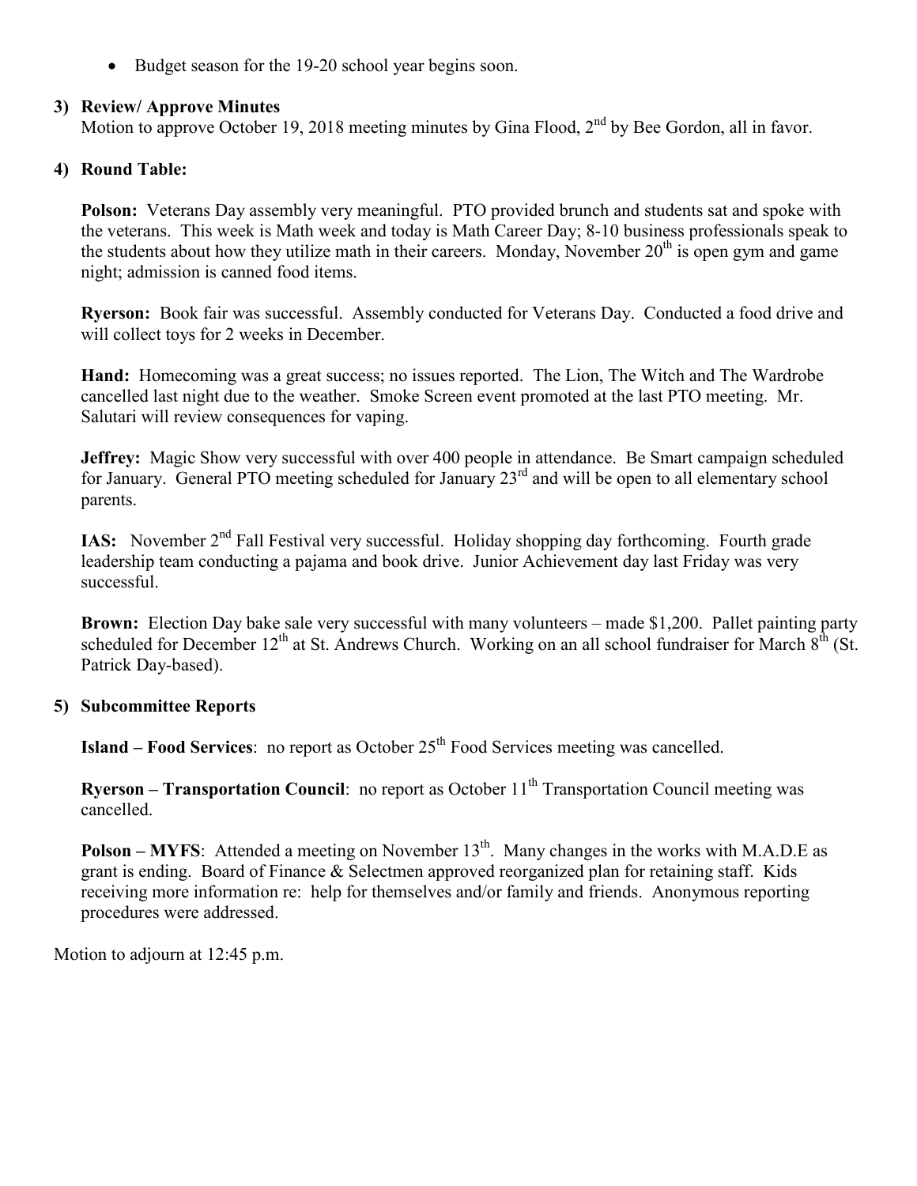- Budget season for the 19-20 school year begins soon.

**3) Review/ Approve Minutes**

Motion to approve October 19, 2018 meeting minutes by Gina Flood, 2nd by Bee Gordon, all in favor.

**4) Round Table:**

**Polson:** Veterans Day assembly very meaningful. PTO provided brunch and students sat and spoke with the veterans. This week is Math week and today is Math Career Day; 8-10 business professionals speak to the students about how they utilize math in their careers. Monday, November 20th is open gym and game night; admission is canned food items.

**Ryerson:** Book fair was successful. Assembly conducted for Veterans Day. Conducted a food drive and will collect toys for 2 weeks in December.

**Hand:** Homecoming was a great success; no issues reported. The Lion, The Witch and The Wardrobe cancelled last night due to the weather. Smoke Screen event promoted at the last PTO meeting. Mr. Salutari will review consequences for vaping.

**Jeffrey:** Magic Show very successful with over 400 people in attendance. Be Smart campaign scheduled for January. General PTO meeting scheduled for January 23rd and will be open to all elementary school parents.

**IAS:** November 2nd Fall Festival very successful. Holiday shopping day forthcoming. Fourth grade leadership team conducting a pajama and book drive. Junior Achievement day last Friday was very successful.

**Brown:** Election Day bake sale very successful with many volunteers – made $1,200. Pallet painting party scheduled for December 12th at St. Andrews Church. Working on an all school fundraiser for March 8th (St. Patrick Day-based).

**5) Subcommittee Reports**

**Island – Food Services**: no report as October 25th Food Services meeting was cancelled.

**Ryerson – Transportation Council**: no report as October 11th Transportation Council meeting was cancelled.

**Polson – MYFS**: Attended a meeting on November 13th. Many changes in the works with M.A.D.E as grant is ending. Board of Finance & Selectmen approved reorganized plan for retaining staff. Kids receiving more information re: help for themselves and/or family and friends. Anonymous reporting procedures were addressed.

Motion to adjourn at 12:45 p.m.